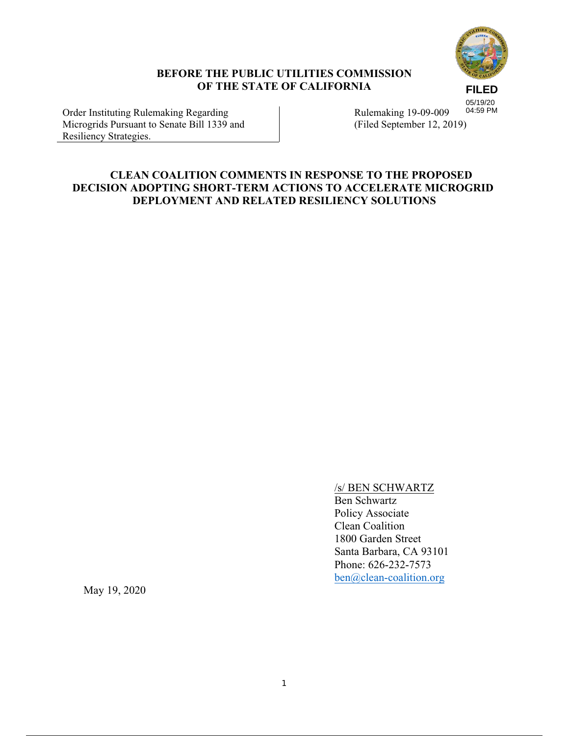**BEFORE THE PUBLIC UTILITIES COMMISSION OF THE STATE OF CALIFORNIA**

**FILED**
05/19/20
04:59 PM

| Order Instituting Rulemaking Regarding Microgrids Pursuant to Senate Bill 1339 and Resiliency Strategies. | Rulemaking 19-09-009 (Filed September 12, 2019) |
|---|---|

**CLEAN COALITION COMMENTS IN RESPONSE TO THE PROPOSED DECISION ADOPTING SHORT-TERM ACTIONS TO ACCELERATE MICROGRID DEPLOYMENT AND RELATED RESILIENCY SOLUTIONS**

/s/ BEN SCHWARTZ
Ben Schwartz
Policy Associate
Clean Coalition
1800 Garden Street
Santa Barbara, CA 93101
Phone: 626-232-7573
ben@clean-coalition.org

May 19, 2020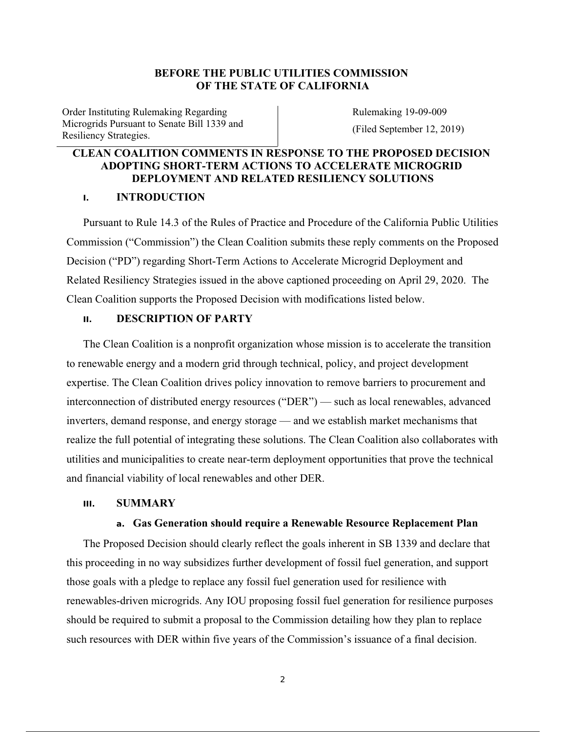**BEFORE THE PUBLIC UTILITIES COMMISSION OF THE STATE OF CALIFORNIA**

| Order Instituting Rulemaking Regarding Microgrids Pursuant to Senate Bill 1339 and Resiliency Strategies. | Rulemaking 19-09-009 (Filed September 12, 2019) |
|---|---|

## CLEAN COALITION COMMENTS IN RESPONSE TO THE PROPOSED DECISION ADOPTING SHORT-TERM ACTIONS TO ACCELERATE MICROGRID DEPLOYMENT AND RELATED RESILIENCY SOLUTIONS

### I. INTRODUCTION

Pursuant to Rule 14.3 of the Rules of Practice and Procedure of the California Public Utilities Commission ("Commission") the Clean Coalition submits these reply comments on the Proposed Decision ("PD") regarding Short-Term Actions to Accelerate Microgrid Deployment and Related Resiliency Strategies issued in the above captioned proceeding on April 29, 2020. The Clean Coalition supports the Proposed Decision with modifications listed below.

### II. DESCRIPTION OF PARTY

The Clean Coalition is a nonprofit organization whose mission is to accelerate the transition to renewable energy and a modern grid through technical, policy, and project development expertise. The Clean Coalition drives policy innovation to remove barriers to procurement and interconnection of distributed energy resources ("DER") — such as local renewables, advanced inverters, demand response, and energy storage — and we establish market mechanisms that realize the full potential of integrating these solutions. The Clean Coalition also collaborates with utilities and municipalities to create near-term deployment opportunities that prove the technical and financial viability of local renewables and other DER.

### III. SUMMARY

#### a. Gas Generation should require a Renewable Resource Replacement Plan

The Proposed Decision should clearly reflect the goals inherent in SB 1339 and declare that this proceeding in no way subsidizes further development of fossil fuel generation, and support those goals with a pledge to replace any fossil fuel generation used for resilience with renewables-driven microgrids. Any IOU proposing fossil fuel generation for resilience purposes should be required to submit a proposal to the Commission detailing how they plan to replace such resources with DER within five years of the Commission's issuance of a final decision.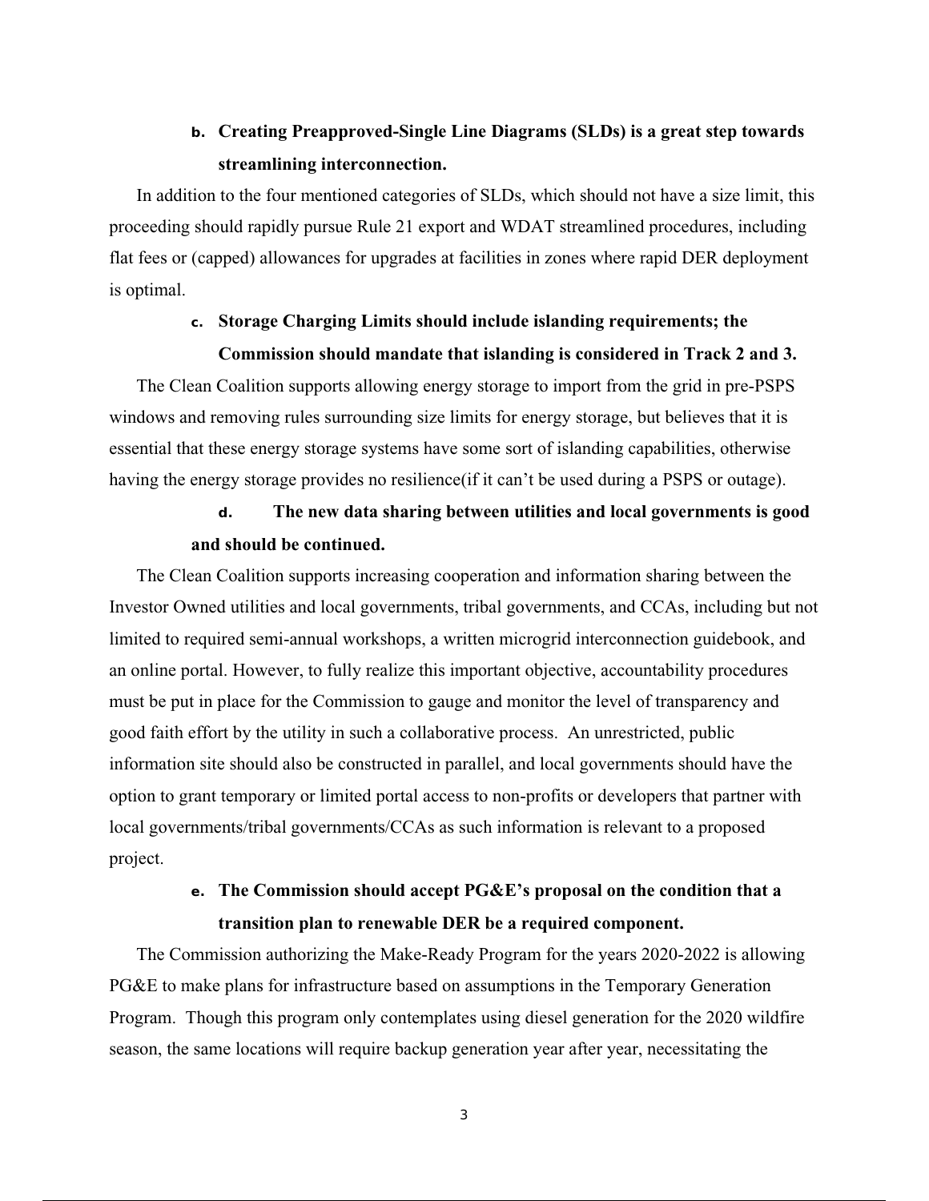**b. Creating Preapproved-Single Line Diagrams (SLDs) is a great step towards streamlining interconnection.**

In addition to the four mentioned categories of SLDs, which should not have a size limit, this proceeding should rapidly pursue Rule 21 export and WDAT streamlined procedures, including flat fees or (capped) allowances for upgrades at facilities in zones where rapid DER deployment is optimal.

**c. Storage Charging Limits should include islanding requirements; the Commission should mandate that islanding is considered in Track 2 and 3.**

The Clean Coalition supports allowing energy storage to import from the grid in pre-PSPS windows and removing rules surrounding size limits for energy storage, but believes that it is essential that these energy storage systems have some sort of islanding capabilities, otherwise having the energy storage provides no resilience(if it can't be used during a PSPS or outage).

**d. The new data sharing between utilities and local governments is good and should be continued.**

The Clean Coalition supports increasing cooperation and information sharing between the Investor Owned utilities and local governments, tribal governments, and CCAs, including but not limited to required semi-annual workshops, a written microgrid interconnection guidebook, and an online portal. However, to fully realize this important objective, accountability procedures must be put in place for the Commission to gauge and monitor the level of transparency and good faith effort by the utility in such a collaborative process. An unrestricted, public information site should also be constructed in parallel, and local governments should have the option to grant temporary or limited portal access to non-profits or developers that partner with local governments/tribal governments/CCAs as such information is relevant to a proposed project.

**e. The Commission should accept PG&E's proposal on the condition that a transition plan to renewable DER be a required component.**

The Commission authorizing the Make-Ready Program for the years 2020-2022 is allowing PG&E to make plans for infrastructure based on assumptions in the Temporary Generation Program. Though this program only contemplates using diesel generation for the 2020 wildfire season, the same locations will require backup generation year after year, necessitating the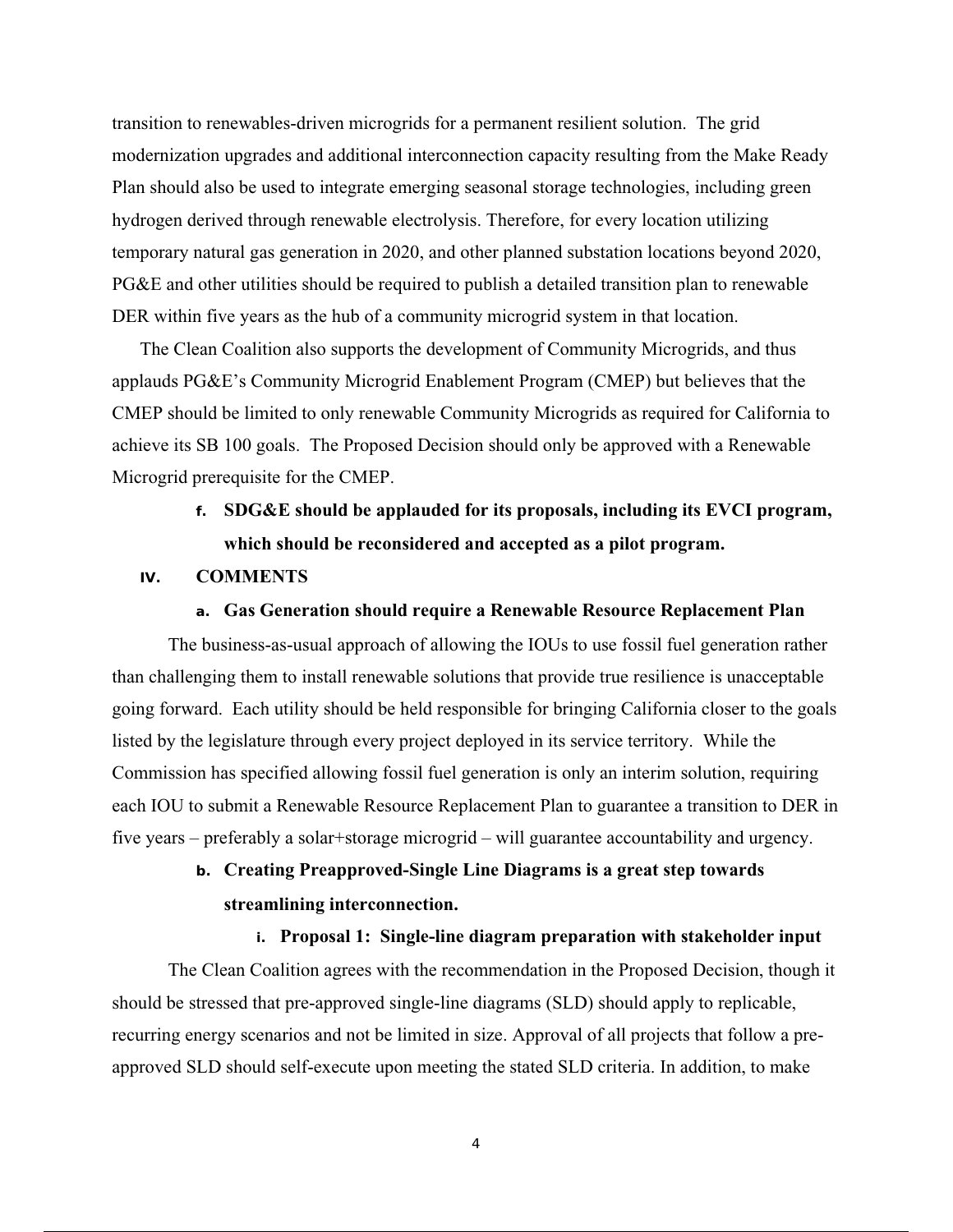transition to renewables-driven microgrids for a permanent resilient solution. The grid modernization upgrades and additional interconnection capacity resulting from the Make Ready Plan should also be used to integrate emerging seasonal storage technologies, including green hydrogen derived through renewable electrolysis. Therefore, for every location utilizing temporary natural gas generation in 2020, and other planned substation locations beyond 2020, PG&E and other utilities should be required to publish a detailed transition plan to renewable DER within five years as the hub of a community microgrid system in that location.

The Clean Coalition also supports the development of Community Microgrids, and thus applauds PG&E's Community Microgrid Enablement Program (CMEP) but believes that the CMEP should be limited to only renewable Community Microgrids as required for California to achieve its SB 100 goals. The Proposed Decision should only be approved with a Renewable Microgrid prerequisite for the CMEP.

**f. SDG&E should be applauded for its proposals, including its EVCI program, which should be reconsidered and accepted as a pilot program.**

## IV. COMMENTS

### a. Gas Generation should require a Renewable Resource Replacement Plan

The business-as-usual approach of allowing the IOUs to use fossil fuel generation rather than challenging them to install renewable solutions that provide true resilience is unacceptable going forward. Each utility should be held responsible for bringing California closer to the goals listed by the legislature through every project deployed in its service territory. While the Commission has specified allowing fossil fuel generation is only an interim solution, requiring each IOU to submit a Renewable Resource Replacement Plan to guarantee a transition to DER in five years – preferably a solar+storage microgrid – will guarantee accountability and urgency.

### b. Creating Preapproved-Single Line Diagrams is a great step towards streamlining interconnection.

#### i. Proposal 1: Single-line diagram preparation with stakeholder input

The Clean Coalition agrees with the recommendation in the Proposed Decision, though it should be stressed that pre-approved single-line diagrams (SLD) should apply to replicable, recurring energy scenarios and not be limited in size. Approval of all projects that follow a pre-approved SLD should self-execute upon meeting the stated SLD criteria. In addition, to make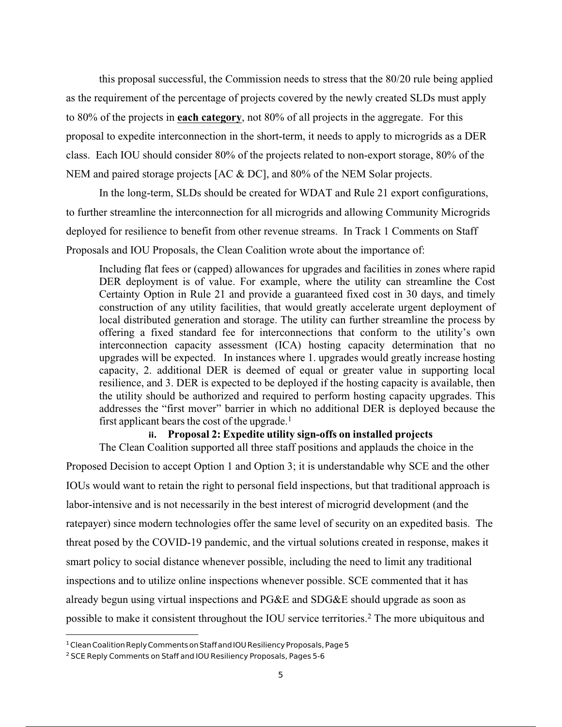this proposal successful, the Commission needs to stress that the 80/20 rule being applied as the requirement of the percentage of projects covered by the newly created SLDs must apply to 80% of the projects in **each category**, not 80% of all projects in the aggregate. For this proposal to expedite interconnection in the short-term, it needs to apply to microgrids as a DER class. Each IOU should consider 80% of the projects related to non-export storage, 80% of the NEM and paired storage projects [AC & DC], and 80% of the NEM Solar projects.

In the long-term, SLDs should be created for WDAT and Rule 21 export configurations, to further streamline the interconnection for all microgrids and allowing Community Microgrids deployed for resilience to benefit from other revenue streams. In Track 1 Comments on Staff Proposals and IOU Proposals, the Clean Coalition wrote about the importance of:

> Including flat fees or (capped) allowances for upgrades and facilities in zones where rapid DER deployment is of value. For example, where the utility can streamline the Cost Certainty Option in Rule 21 and provide a guaranteed fixed cost in 30 days, and timely construction of any utility facilities, that would greatly accelerate urgent deployment of local distributed generation and storage. The utility can further streamline the process by offering a fixed standard fee for interconnections that conform to the utility's own interconnection capacity assessment (ICA) hosting capacity determination that no upgrades will be expected. In instances where 1. upgrades would greatly increase hosting capacity, 2. additional DER is deemed of equal or greater value in supporting local resilience, and 3. DER is expected to be deployed if the hosting capacity is available, then the utility should be authorized and required to perform hosting capacity upgrades. This addresses the "first mover" barrier in which no additional DER is deployed because the first applicant bears the cost of the upgrade.[1]

#### ii. Proposal 2: Expedite utility sign-offs on installed projects

The Clean Coalition supported all three staff positions and applauds the choice in the Proposed Decision to accept Option 1 and Option 3; it is understandable why SCE and the other IOUs would want to retain the right to personal field inspections, but that traditional approach is labor-intensive and is not necessarily in the best interest of microgrid development (and the ratepayer) since modern technologies offer the same level of security on an expedited basis. The threat posed by the COVID-19 pandemic, and the virtual solutions created in response, makes it smart policy to social distance whenever possible, including the need to limit any traditional inspections and to utilize online inspections whenever possible. SCE commented that it has already begun using virtual inspections and PG&E and SDG&E should upgrade as soon as possible to make it consistent throughout the IOU service territories.[2] The more ubiquitous and

---

[1] Clean Coalition Reply Comments on Staff and IOU Resiliency Proposals, Page 5

[2] SCE Reply Comments on Staff and IOU Resiliency Proposals, Pages 5-6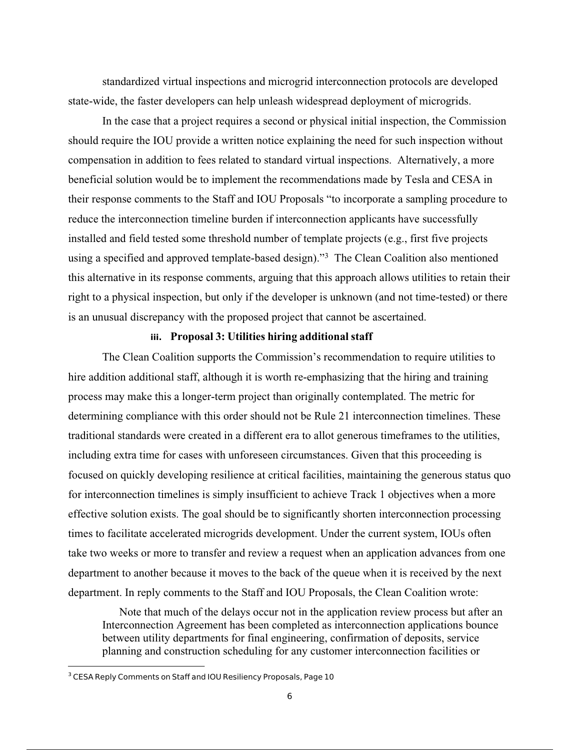standardized virtual inspections and microgrid interconnection protocols are developed state-wide, the faster developers can help unleash widespread deployment of microgrids.

In the case that a project requires a second or physical initial inspection, the Commission should require the IOU provide a written notice explaining the need for such inspection without compensation in addition to fees related to standard virtual inspections. Alternatively, a more beneficial solution would be to implement the recommendations made by Tesla and CESA in their response comments to the Staff and IOU Proposals "to incorporate a sampling procedure to reduce the interconnection timeline burden if interconnection applicants have successfully installed and field tested some threshold number of template projects (e.g., first five projects using a specified and approved template-based design)."[3] The Clean Coalition also mentioned this alternative in its response comments, arguing that this approach allows utilities to retain their right to a physical inspection, but only if the developer is unknown (and not time-tested) or there is an unusual discrepancy with the proposed project that cannot be ascertained.

#### iii. Proposal 3: Utilities hiring additional staff

The Clean Coalition supports the Commission's recommendation to require utilities to hire addition additional staff, although it is worth re-emphasizing that the hiring and training process may make this a longer-term project than originally contemplated. The metric for determining compliance with this order should not be Rule 21 interconnection timelines. These traditional standards were created in a different era to allot generous timeframes to the utilities, including extra time for cases with unforeseen circumstances. Given that this proceeding is focused on quickly developing resilience at critical facilities, maintaining the generous status quo for interconnection timelines is simply insufficient to achieve Track 1 objectives when a more effective solution exists. The goal should be to significantly shorten interconnection processing times to facilitate accelerated microgrids development. Under the current system, IOUs often take two weeks or more to transfer and review a request when an application advances from one department to another because it moves to the back of the queue when it is received by the next department. In reply comments to the Staff and IOU Proposals, the Clean Coalition wrote:

> Note that much of the delays occur not in the application review process but after an Interconnection Agreement has been completed as interconnection applications bounce between utility departments for final engineering, confirmation of deposits, service planning and construction scheduling for any customer interconnection facilities or

[3] CESA Reply Comments on Staff and IOU Resiliency Proposals, Page 10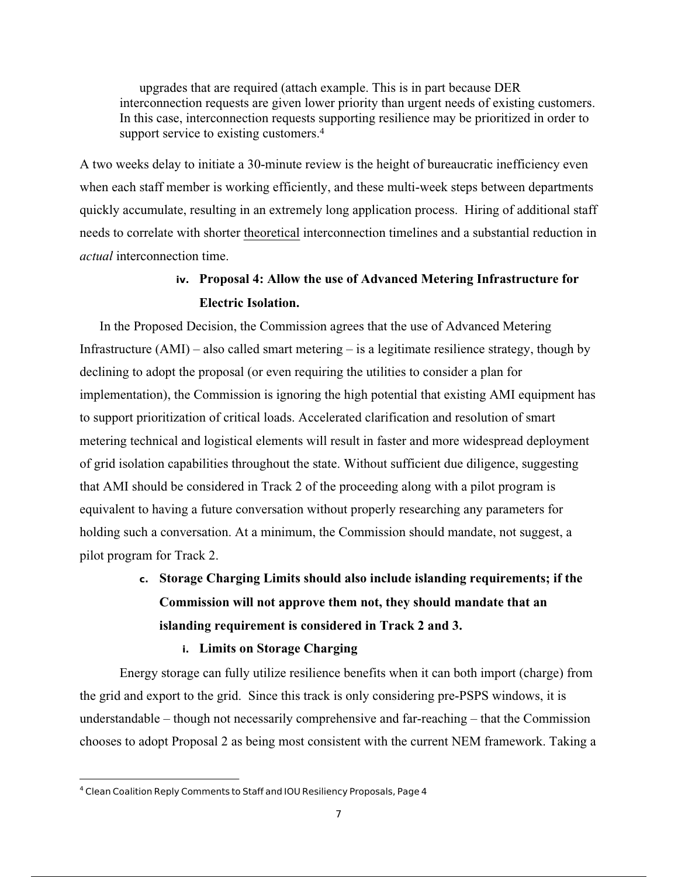upgrades that are required (attach example. This is in part because DER interconnection requests are given lower priority than urgent needs of existing customers. In this case, interconnection requests supporting resilience may be prioritized in order to support service to existing customers.[4]

A two weeks delay to initiate a 30-minute review is the height of bureaucratic inefficiency even when each staff member is working efficiently, and these multi-week steps between departments quickly accumulate, resulting in an extremely long application process. Hiring of additional staff needs to correlate with shorter <u>theoretical</u> interconnection timelines and a substantial reduction in *actual* interconnection time.

#### iv. Proposal 4: Allow the use of Advanced Metering Infrastructure for Electric Isolation.

In the Proposed Decision, the Commission agrees that the use of Advanced Metering Infrastructure (AMI) – also called smart metering – is a legitimate resilience strategy, though by declining to adopt the proposal (or even requiring the utilities to consider a plan for implementation), the Commission is ignoring the high potential that existing AMI equipment has to support prioritization of critical loads. Accelerated clarification and resolution of smart metering technical and logistical elements will result in faster and more widespread deployment of grid isolation capabilities throughout the state. Without sufficient due diligence, suggesting that AMI should be considered in Track 2 of the proceeding along with a pilot program is equivalent to having a future conversation without properly researching any parameters for holding such a conversation. At a minimum, the Commission should mandate, not suggest, a pilot program for Track 2.

### c. Storage Charging Limits should also include islanding requirements; if the Commission will not approve them not, they should mandate that an islanding requirement is considered in Track 2 and 3.

#### i. Limits on Storage Charging

Energy storage can fully utilize resilience benefits when it can both import (charge) from the grid and export to the grid. Since this track is only considering pre-PSPS windows, it is understandable – though not necessarily comprehensive and far-reaching – that the Commission chooses to adopt Proposal 2 as being most consistent with the current NEM framework. Taking a

---

[4] Clean Coalition Reply Comments to Staff and IOU Resiliency Proposals, Page 4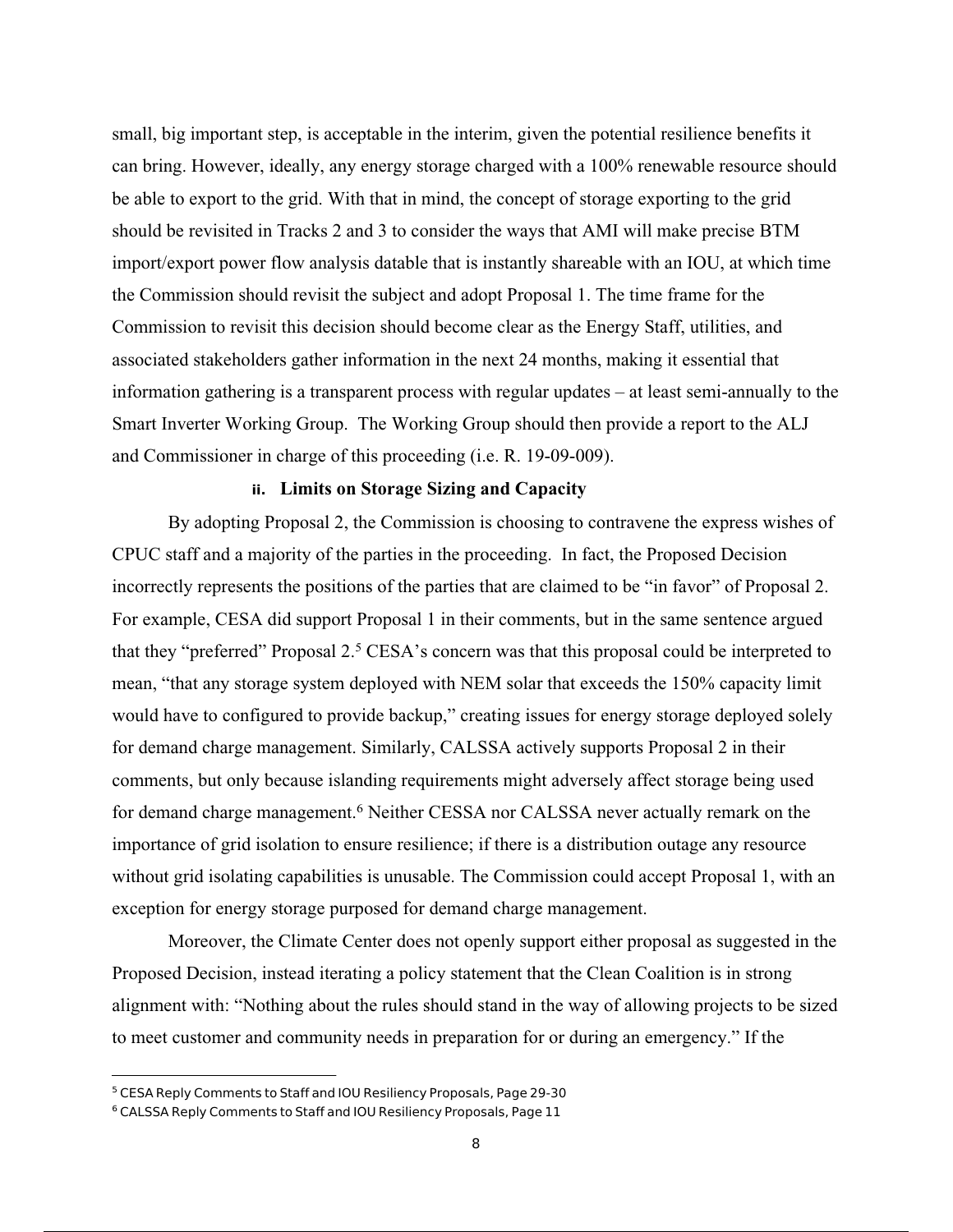small, big important step, is acceptable in the interim, given the potential resilience benefits it can bring. However, ideally, any energy storage charged with a 100% renewable resource should be able to export to the grid. With that in mind, the concept of storage exporting to the grid should be revisited in Tracks 2 and 3 to consider the ways that AMI will make precise BTM import/export power flow analysis datable that is instantly shareable with an IOU, at which time the Commission should revisit the subject and adopt Proposal 1. The time frame for the Commission to revisit this decision should become clear as the Energy Staff, utilities, and associated stakeholders gather information in the next 24 months, making it essential that information gathering is a transparent process with regular updates – at least semi-annually to the Smart Inverter Working Group. The Working Group should then provide a report to the ALJ and Commissioner in charge of this proceeding (i.e. R. 19-09-009).

#### ii. Limits on Storage Sizing and Capacity

By adopting Proposal 2, the Commission is choosing to contravene the express wishes of CPUC staff and a majority of the parties in the proceeding. In fact, the Proposed Decision incorrectly represents the positions of the parties that are claimed to be "in favor" of Proposal 2. For example, CESA did support Proposal 1 in their comments, but in the same sentence argued that they "preferred" Proposal 2.[5] CESA's concern was that this proposal could be interpreted to mean, "that any storage system deployed with NEM solar that exceeds the 150% capacity limit would have to configured to provide backup," creating issues for energy storage deployed solely for demand charge management. Similarly, CALSSA actively supports Proposal 2 in their comments, but only because islanding requirements might adversely affect storage being used for demand charge management.[6] Neither CESSA nor CALSSA never actually remark on the importance of grid isolation to ensure resilience; if there is a distribution outage any resource without grid isolating capabilities is unusable. The Commission could accept Proposal 1, with an exception for energy storage purposed for demand charge management.

Moreover, the Climate Center does not openly support either proposal as suggested in the Proposed Decision, instead iterating a policy statement that the Clean Coalition is in strong alignment with: "Nothing about the rules should stand in the way of allowing projects to be sized to meet customer and community needs in preparation for or during an emergency." If the

---

[5] CESA Reply Comments to Staff and IOU Resiliency Proposals, Page 29-30

[6] CALSSA Reply Comments to Staff and IOU Resiliency Proposals, Page 11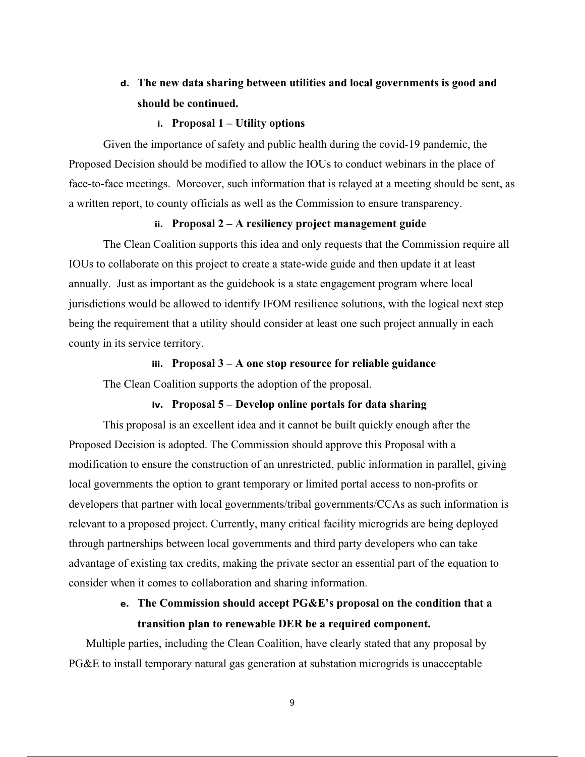**d. The new data sharing between utilities and local governments is good and should be continued.**

**i. Proposal 1 – Utility options**

Given the importance of safety and public health during the covid-19 pandemic, the Proposed Decision should be modified to allow the IOUs to conduct webinars in the place of face-to-face meetings. Moreover, such information that is relayed at a meeting should be sent, as a written report, to county officials as well as the Commission to ensure transparency.

**ii. Proposal 2 – A resiliency project management guide**

The Clean Coalition supports this idea and only requests that the Commission require all IOUs to collaborate on this project to create a state-wide guide and then update it at least annually. Just as important as the guidebook is a state engagement program where local jurisdictions would be allowed to identify IFOM resilience solutions, with the logical next step being the requirement that a utility should consider at least one such project annually in each county in its service territory.

**iii. Proposal 3 – A one stop resource for reliable guidance**

The Clean Coalition supports the adoption of the proposal.

**iv. Proposal 5 – Develop online portals for data sharing**

This proposal is an excellent idea and it cannot be built quickly enough after the Proposed Decision is adopted. The Commission should approve this Proposal with a modification to ensure the construction of an unrestricted, public information in parallel, giving local governments the option to grant temporary or limited portal access to non-profits or developers that partner with local governments/tribal governments/CCAs as such information is relevant to a proposed project. Currently, many critical facility microgrids are being deployed through partnerships between local governments and third party developers who can take advantage of existing tax credits, making the private sector an essential part of the equation to consider when it comes to collaboration and sharing information.

**e. The Commission should accept PG&E's proposal on the condition that a transition plan to renewable DER be a required component.**

Multiple parties, including the Clean Coalition, have clearly stated that any proposal by PG&E to install temporary natural gas generation at substation microgrids is unacceptable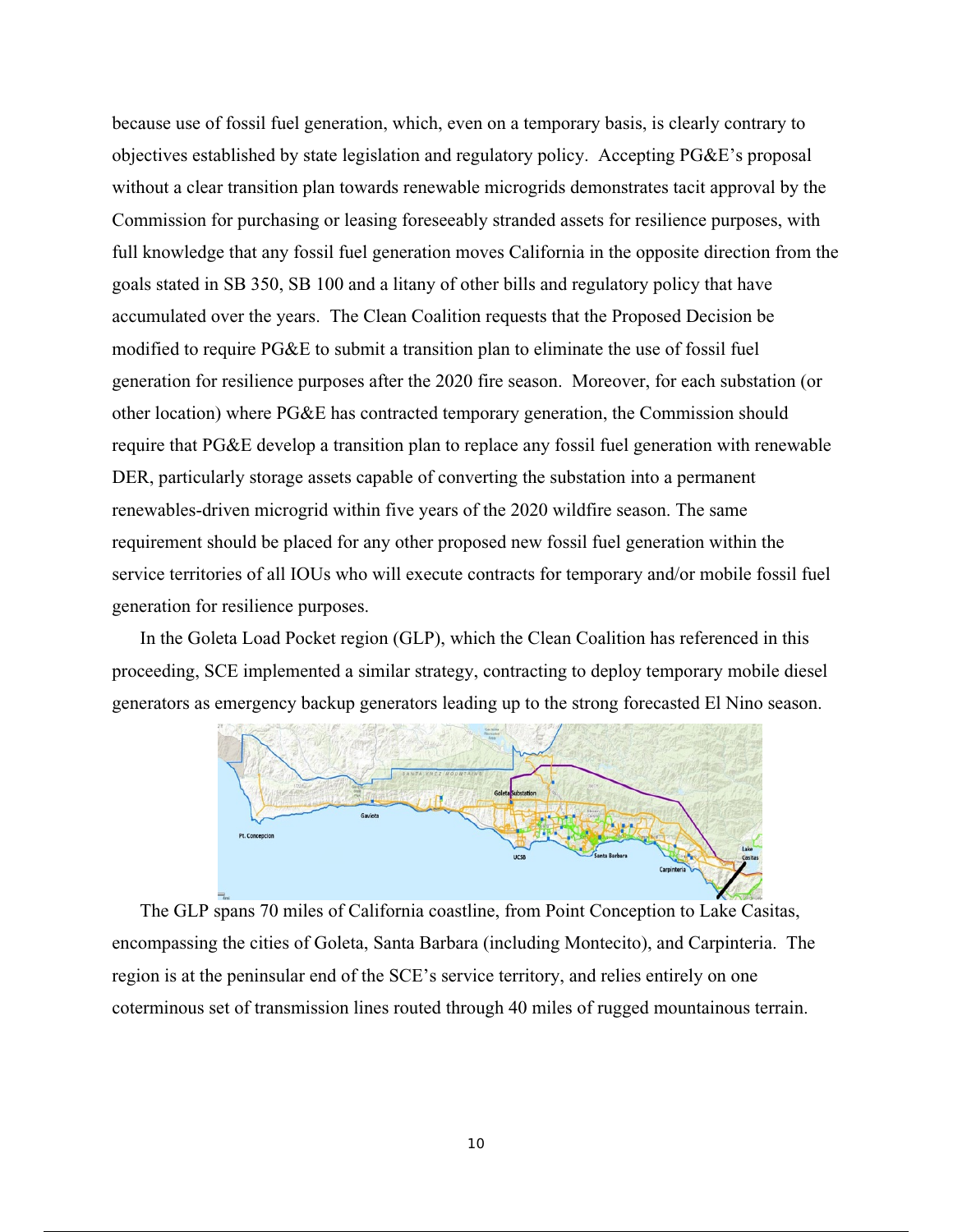because use of fossil fuel generation, which, even on a temporary basis, is clearly contrary to objectives established by state legislation and regulatory policy. Accepting PG&E's proposal without a clear transition plan towards renewable microgrids demonstrates tacit approval by the Commission for purchasing or leasing foreseeably stranded assets for resilience purposes, with full knowledge that any fossil fuel generation moves California in the opposite direction from the goals stated in SB 350, SB 100 and a litany of other bills and regulatory policy that have accumulated over the years. The Clean Coalition requests that the Proposed Decision be modified to require PG&E to submit a transition plan to eliminate the use of fossil fuel generation for resilience purposes after the 2020 fire season. Moreover, for each substation (or other location) where PG&E has contracted temporary generation, the Commission should require that PG&E develop a transition plan to replace any fossil fuel generation with renewable DER, particularly storage assets capable of converting the substation into a permanent renewables-driven microgrid within five years of the 2020 wildfire season. The same requirement should be placed for any other proposed new fossil fuel generation within the service territories of all IOUs who will execute contracts for temporary and/or mobile fossil fuel generation for resilience purposes.

In the Goleta Load Pocket region (GLP), which the Clean Coalition has referenced in this proceeding, SCE implemented a similar strategy, contracting to deploy temporary mobile diesel generators as emergency backup generators leading up to the strong forecasted El Nino season.

The GLP spans 70 miles of California coastline, from Point Conception to Lake Casitas, encompassing the cities of Goleta, Santa Barbara (including Montecito), and Carpinteria. The region is at the peninsular end of the SCE's service territory, and relies entirely on one coterminous set of transmission lines routed through 40 miles of rugged mountainous terrain.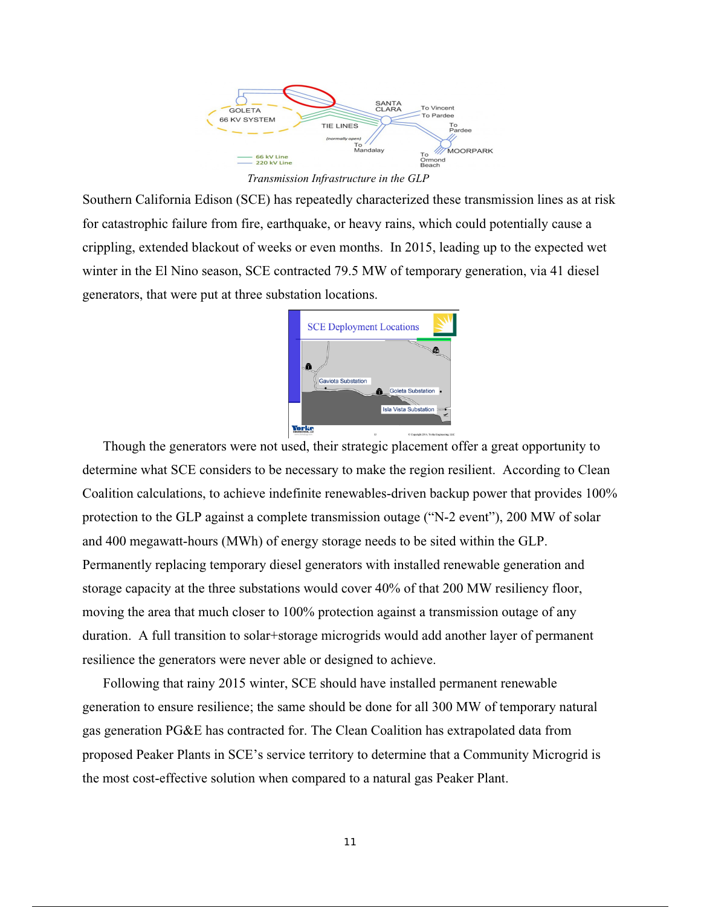*Transmission Infrastructure in the GLP*

Southern California Edison (SCE) has repeatedly characterized these transmission lines as at risk for catastrophic failure from fire, earthquake, or heavy rains, which could potentially cause a crippling, extended blackout of weeks or even months. In 2015, leading up to the expected wet winter in the El Nino season, SCE contracted 79.5 MW of temporary generation, via 41 diesel generators, that were put at three substation locations.

Though the generators were not used, their strategic placement offer a great opportunity to determine what SCE considers to be necessary to make the region resilient. According to Clean Coalition calculations, to achieve indefinite renewables-driven backup power that provides 100% protection to the GLP against a complete transmission outage ("N-2 event"), 200 MW of solar and 400 megawatt-hours (MWh) of energy storage needs to be sited within the GLP. Permanently replacing temporary diesel generators with installed renewable generation and storage capacity at the three substations would cover 40% of that 200 MW resiliency floor, moving the area that much closer to 100% protection against a transmission outage of any duration. A full transition to solar+storage microgrids would add another layer of permanent resilience the generators were never able or designed to achieve.

Following that rainy 2015 winter, SCE should have installed permanent renewable generation to ensure resilience; the same should be done for all 300 MW of temporary natural gas generation PG&E has contracted for. The Clean Coalition has extrapolated data from proposed Peaker Plants in SCE's service territory to determine that a Community Microgrid is the most cost-effective solution when compared to a natural gas Peaker Plant.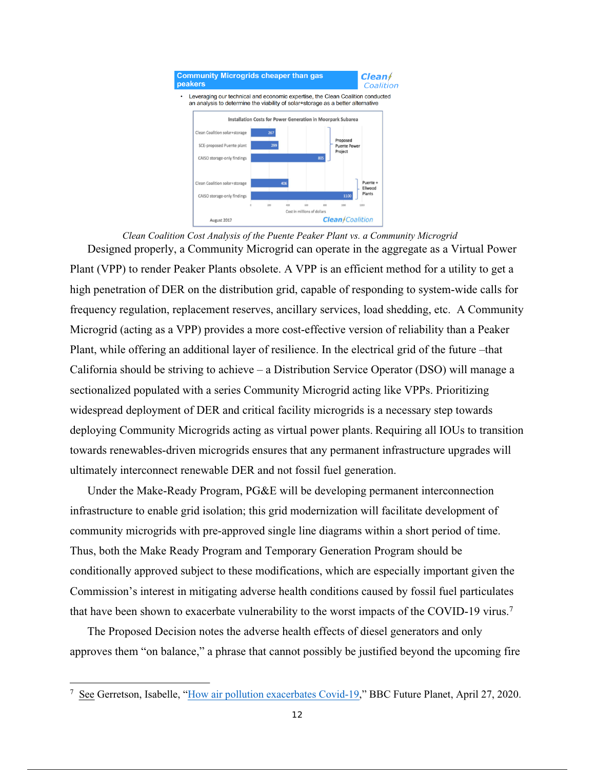Clean Coalition Cost Analysis of the Puente Peaker Plant vs. a Community Microgrid

Designed properly, a Community Microgrid can operate in the aggregate as a Virtual Power Plant (VPP) to render Peaker Plants obsolete. A VPP is an efficient method for a utility to get a high penetration of DER on the distribution grid, capable of responding to system-wide calls for frequency regulation, replacement reserves, ancillary services, load shedding, etc. A Community Microgrid (acting as a VPP) provides a more cost-effective version of reliability than a Peaker Plant, while offering an additional layer of resilience. In the electrical grid of the future –that California should be striving to achieve – a Distribution Service Operator (DSO) will manage a sectionalized populated with a series Community Microgrid acting like VPPs. Prioritizing widespread deployment of DER and critical facility microgrids is a necessary step towards deploying Community Microgrids acting as virtual power plants. Requiring all IOUs to transition towards renewables-driven microgrids ensures that any permanent infrastructure upgrades will ultimately interconnect renewable DER and not fossil fuel generation.

Under the Make-Ready Program, PG&E will be developing permanent interconnection infrastructure to enable grid isolation; this grid modernization will facilitate development of community microgrids with pre-approved single line diagrams within a short period of time. Thus, both the Make Ready Program and Temporary Generation Program should be conditionally approved subject to these modifications, which are especially important given the Commission's interest in mitigating adverse health conditions caused by fossil fuel particulates that have been shown to exacerbate vulnerability to the worst impacts of the COVID-19 virus.[7]

The Proposed Decision notes the adverse health effects of diesel generators and only approves them "on balance," a phrase that cannot possibly be justified beyond the upcoming fire

---

[7] See Gerretson, Isabelle, "How air pollution exacerbates Covid-19," BBC Future Planet, April 27, 2020.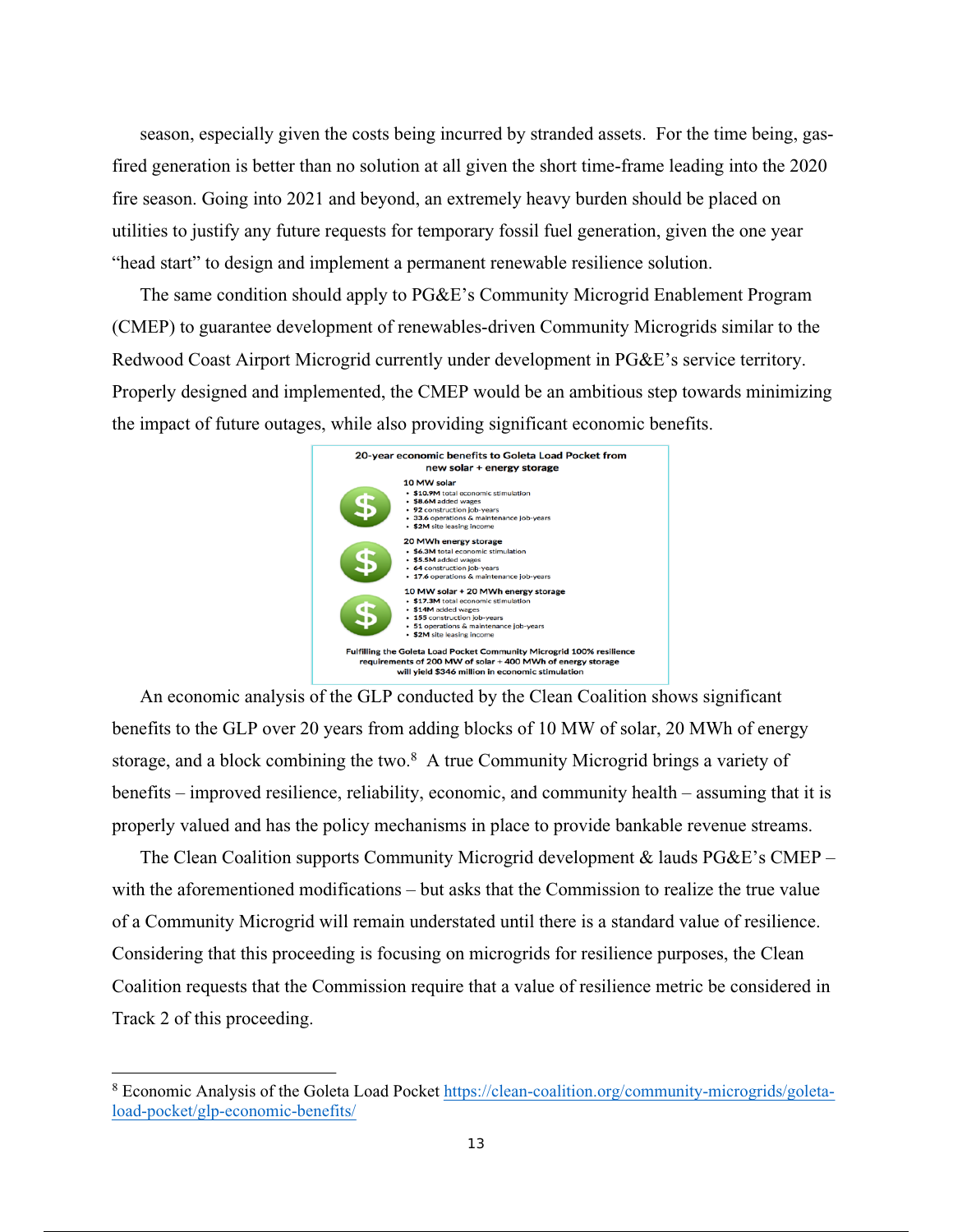season, especially given the costs being incurred by stranded assets. For the time being, gas-fired generation is better than no solution at all given the short time-frame leading into the 2020 fire season. Going into 2021 and beyond, an extremely heavy burden should be placed on utilities to justify any future requests for temporary fossil fuel generation, given the one year "head start" to design and implement a permanent renewable resilience solution.

The same condition should apply to PG&E's Community Microgrid Enablement Program (CMEP) to guarantee development of renewables-driven Community Microgrids similar to the Redwood Coast Airport Microgrid currently under development in PG&E's service territory. Properly designed and implemented, the CMEP would be an ambitious step towards minimizing the impact of future outages, while also providing significant economic benefits.

**20-year economic benefits to Goleta Load Pocket from new solar + energy storage**

**10 MW solar**
- **$10.9M** total economic stimulation
- **$8.6M** added wages
- **92** construction job-years
- **33.6** operations & maintenance job-years
- **$2M** site leasing income

**20 MWh energy storage**
- **$6.3M** total economic stimulation
- **$5.5M** added wages
- **64** construction job-years
- **17.6** operations & maintenance job-years

**10 MW solar + 20 MWh energy storage**
- **$17.3M** total economic stimulation
- **$14M** added wages
- **155** construction job-years
- **51** operations & maintenance job-years
- **$2M** site leasing income

**Fulfilling the Goleta Load Pocket Community Microgrid 100% resilience requirements of 200 MW of solar + 400 MWh of energy storage will yield $346 million in economic stimulation**

An economic analysis of the GLP conducted by the Clean Coalition shows significant benefits to the GLP over 20 years from adding blocks of 10 MW of solar, 20 MWh of energy storage, and a block combining the two.[8] A true Community Microgrid brings a variety of benefits – improved resilience, reliability, economic, and community health – assuming that it is properly valued and has the policy mechanisms in place to provide bankable revenue streams.

The Clean Coalition supports Community Microgrid development & lauds PG&E's CMEP – with the aforementioned modifications – but asks that the Commission to realize the true value of a Community Microgrid will remain understated until there is a standard value of resilience. Considering that this proceeding is focusing on microgrids for resilience purposes, the Clean Coalition requests that the Commission require that a value of resilience metric be considered in Track 2 of this proceeding.

---

[8] Economic Analysis of the Goleta Load Pocket https://clean-coalition.org/community-microgrids/goleta-load-pocket/glp-economic-benefits/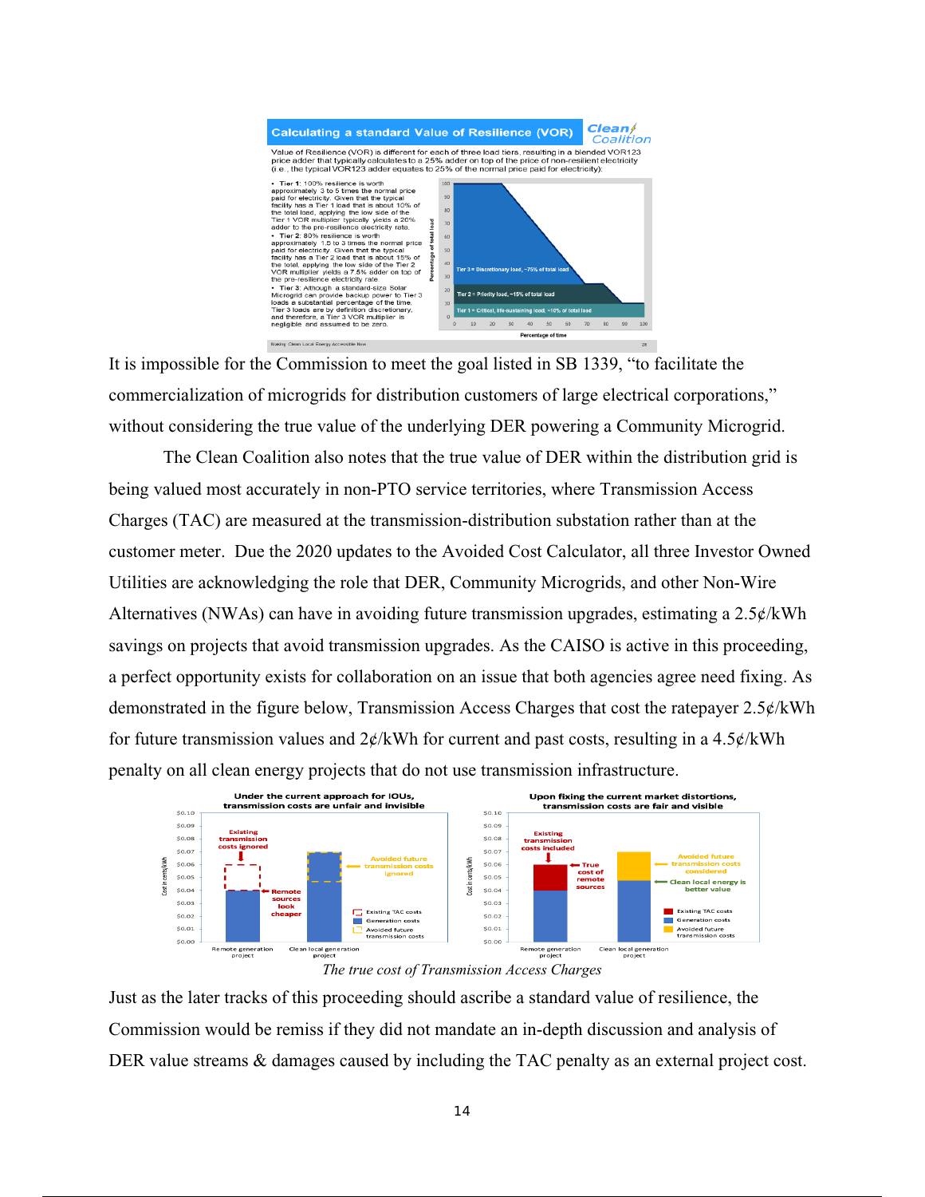**Calculating a standard Value of Resilience (VOR)**

Value of Resilience (VOR) is different for each of three load tiers, resulting in a blended VOR123 price adder that typically calculates to a 25% adder on top of the price of non-resilient electricity (i.e., the typical VOR123 adder equates to 25% of the normal price paid for electricity):

- **Tier 1:** 100% resilience is worth approximately 3 to 5 times the normal price paid for electricity. Given that the typical facility has a Tier 1 load that is about 10% of the total load, applying the low side of the Tier 1 VOR multiplier typically yields a 20% adder to the pre-resilience electricity rate.
- **Tier 2:** 80% resilience is worth approximately 1.5 to 3 times the normal price paid for electricity. Given that the typical facility has a Tier 2 load that is about 15% of the total, applying the low side of the Tier 2 VOR multiplier yields a 7.5% adder on top of the pre-resilience electricity rate.
- **Tier 3:** Although a standard-size Solar Microgrid can provide backup power to Tier 3 loads a substantial percentage of the time, Tier 3 loads are by definition discretionary, and therefore, a Tier 3 VOR multiplier is negligible and assumed to be zero.

It is impossible for the Commission to meet the goal listed in SB 1339, "to facilitate the commercialization of microgrids for distribution customers of large electrical corporations," without considering the true value of the underlying DER powering a Community Microgrid.

The Clean Coalition also notes that the true value of DER within the distribution grid is being valued most accurately in non-PTO service territories, where Transmission Access Charges (TAC) are measured at the transmission-distribution substation rather than at the customer meter. Due the 2020 updates to the Avoided Cost Calculator, all three Investor Owned Utilities are acknowledging the role that DER, Community Microgrids, and other Non-Wire Alternatives (NWAs) can have in avoiding future transmission upgrades, estimating a 2.5¢/kWh savings on projects that avoid transmission upgrades. As the CAISO is active in this proceeding, a perfect opportunity exists for collaboration on an issue that both agencies agree need fixing. As demonstrated in the figure below, Transmission Access Charges that cost the ratepayer 2.5¢/kWh for future transmission values and 2¢/kWh for current and past costs, resulting in a 4.5¢/kWh penalty on all clean energy projects that do not use transmission infrastructure.

*The true cost of Transmission Access Charges*

Just as the later tracks of this proceeding should ascribe a standard value of resilience, the Commission would be remiss if they did not mandate an in-depth discussion and analysis of DER value streams & damages caused by including the TAC penalty as an external project cost.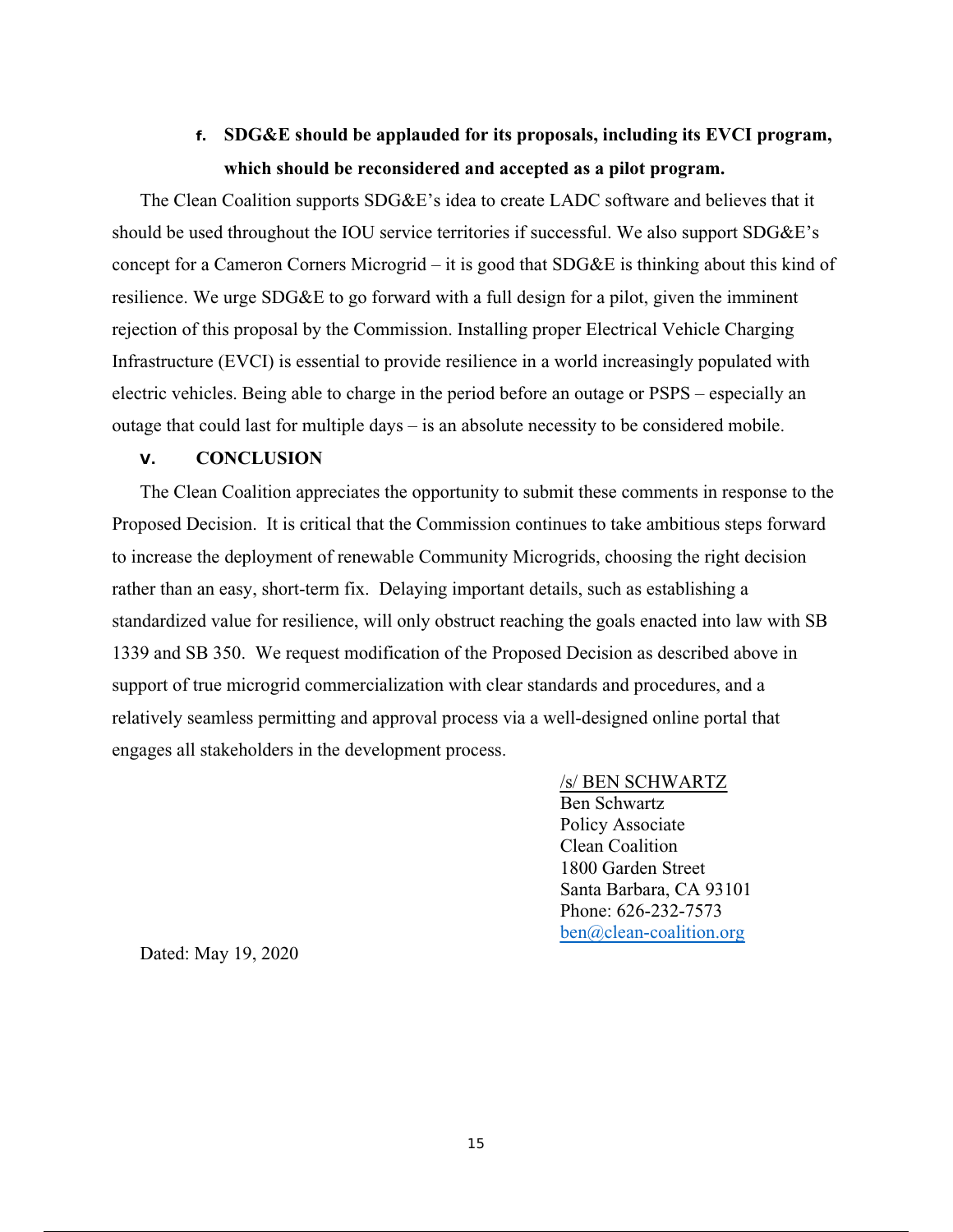### f. SDG&E should be applauded for its proposals, including its EVCI program, which should be reconsidered and accepted as a pilot program.

The Clean Coalition supports SDG&E's idea to create LADC software and believes that it should be used throughout the IOU service territories if successful. We also support SDG&E's concept for a Cameron Corners Microgrid – it is good that SDG&E is thinking about this kind of resilience. We urge SDG&E to go forward with a full design for a pilot, given the imminent rejection of this proposal by the Commission. Installing proper Electrical Vehicle Charging Infrastructure (EVCI) is essential to provide resilience in a world increasingly populated with electric vehicles. Being able to charge in the period before an outage or PSPS – especially an outage that could last for multiple days – is an absolute necessity to be considered mobile.

## V. CONCLUSION

The Clean Coalition appreciates the opportunity to submit these comments in response to the Proposed Decision. It is critical that the Commission continues to take ambitious steps forward to increase the deployment of renewable Community Microgrids, choosing the right decision rather than an easy, short-term fix. Delaying important details, such as establishing a standardized value for resilience, will only obstruct reaching the goals enacted into law with SB 1339 and SB 350. We request modification of the Proposed Decision as described above in support of true microgrid commercialization with clear standards and procedures, and a relatively seamless permitting and approval process via a well-designed online portal that engages all stakeholders in the development process.

/s/ BEN SCHWARTZ
Ben Schwartz
Policy Associate
Clean Coalition
1800 Garden Street
Santa Barbara, CA 93101
Phone: 626-232-7573
ben@clean-coalition.org

Dated: May 19, 2020